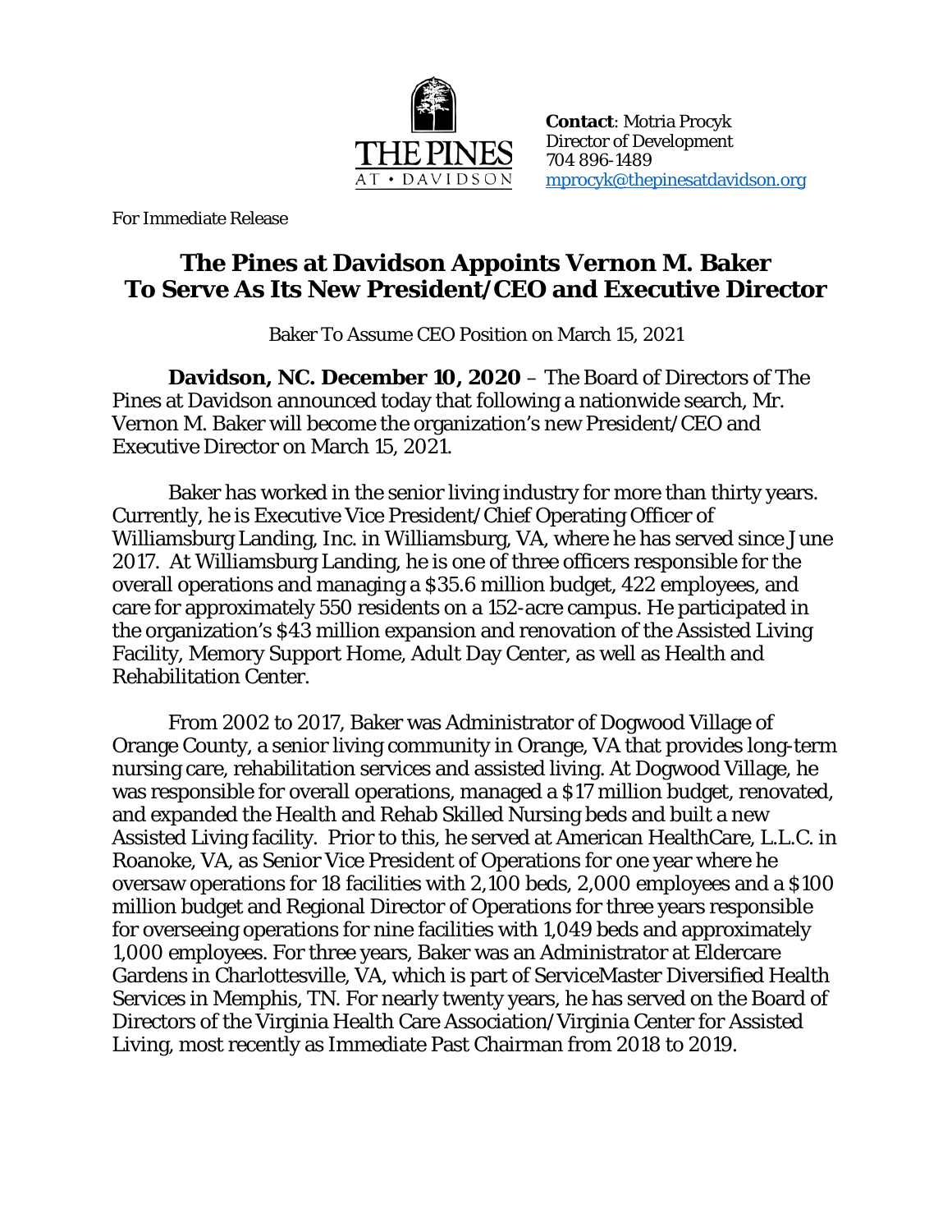THE PINES AT • DAVIDSON

**Contact**: Motria Procyk
Director of Development
704 896-1489
mprocyk@thepinesatdavidson.org

For Immediate Release

# The Pines at Davidson Appoints Vernon M. Baker To Serve As Its New President/CEO and Executive Director

Baker To Assume CEO Position on March 15, 2021

**Davidson, NC. December 10, 2020** – The Board of Directors of The Pines at Davidson announced today that following a nationwide search, Mr. Vernon M. Baker will become the organization's new President/CEO and Executive Director on March 15, 2021.

Baker has worked in the senior living industry for more than thirty years. Currently, he is Executive Vice President/Chief Operating Officer of Williamsburg Landing, Inc. in Williamsburg, VA, where he has served since June 2017. At Williamsburg Landing, he is one of three officers responsible for the overall operations and managing a $35.6 million budget, 422 employees, and care for approximately 550 residents on a 152-acre campus. He participated in the organization's $43 million expansion and renovation of the Assisted Living Facility, Memory Support Home, Adult Day Center, as well as Health and Rehabilitation Center.

From 2002 to 2017, Baker was Administrator of Dogwood Village of Orange County, a senior living community in Orange, VA that provides long-term nursing care, rehabilitation services and assisted living. At Dogwood Village, he was responsible for overall operations, managed a $17 million budget, renovated, and expanded the Health and Rehab Skilled Nursing beds and built a new Assisted Living facility. Prior to this, he served at American HealthCare, L.L.C. in Roanoke, VA, as Senior Vice President of Operations for one year where he oversaw operations for 18 facilities with 2,100 beds, 2,000 employees and a $100 million budget and Regional Director of Operations for three years responsible for overseeing operations for nine facilities with 1,049 beds and approximately 1,000 employees. For three years, Baker was an Administrator at Eldercare Gardens in Charlottesville, VA, which is part of ServiceMaster Diversified Health Services in Memphis, TN. For nearly twenty years, he has served on the Board of Directors of the Virginia Health Care Association/Virginia Center for Assisted Living, most recently as Immediate Past Chairman from 2018 to 2019.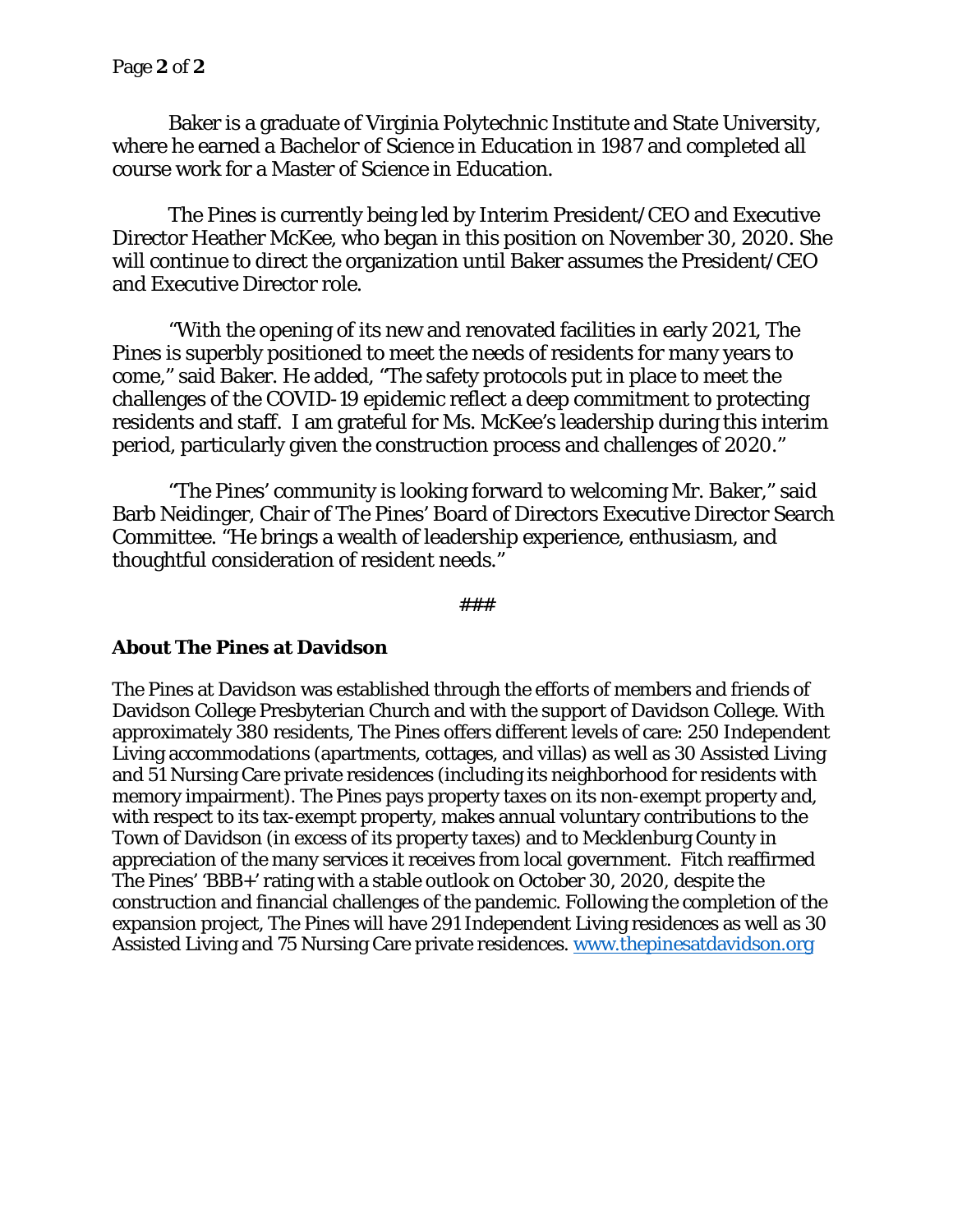Baker is a graduate of Virginia Polytechnic Institute and State University, where he earned a Bachelor of Science in Education in 1987 and completed all course work for a Master of Science in Education.

The Pines is currently being led by Interim President/CEO and Executive Director Heather McKee, who began in this position on November 30, 2020. She will continue to direct the organization until Baker assumes the President/CEO and Executive Director role.

"With the opening of its new and renovated facilities in early 2021, The Pines is superbly positioned to meet the needs of residents for many years to come," said Baker. He added, "The safety protocols put in place to meet the challenges of the COVID-19 epidemic reflect a deep commitment to protecting residents and staff. I am grateful for Ms. McKee's leadership during this interim period, particularly given the construction process and challenges of 2020."

"The Pines' community is looking forward to welcoming Mr. Baker," said Barb Neidinger, Chair of The Pines' Board of Directors Executive Director Search Committee. "He brings a wealth of leadership experience, enthusiasm, and thoughtful consideration of resident needs."

###

**About The Pines at Davidson**

The Pines at Davidson was established through the efforts of members and friends of Davidson College Presbyterian Church and with the support of Davidson College. With approximately 380 residents, The Pines offers different levels of care: 250 Independent Living accommodations (apartments, cottages, and villas) as well as 30 Assisted Living and 51 Nursing Care private residences (including its neighborhood for residents with memory impairment). The Pines pays property taxes on its non-exempt property and, with respect to its tax-exempt property, makes annual voluntary contributions to the Town of Davidson (in excess of its property taxes) and to Mecklenburg County in appreciation of the many services it receives from local government. Fitch reaffirmed The Pines' 'BBB+' rating with a stable outlook on October 30, 2020, despite the construction and financial challenges of the pandemic. Following the completion of the expansion project, The Pines will have 291 Independent Living residences as well as 30 Assisted Living and 75 Nursing Care private residences. www.thepinesatdavidson.org